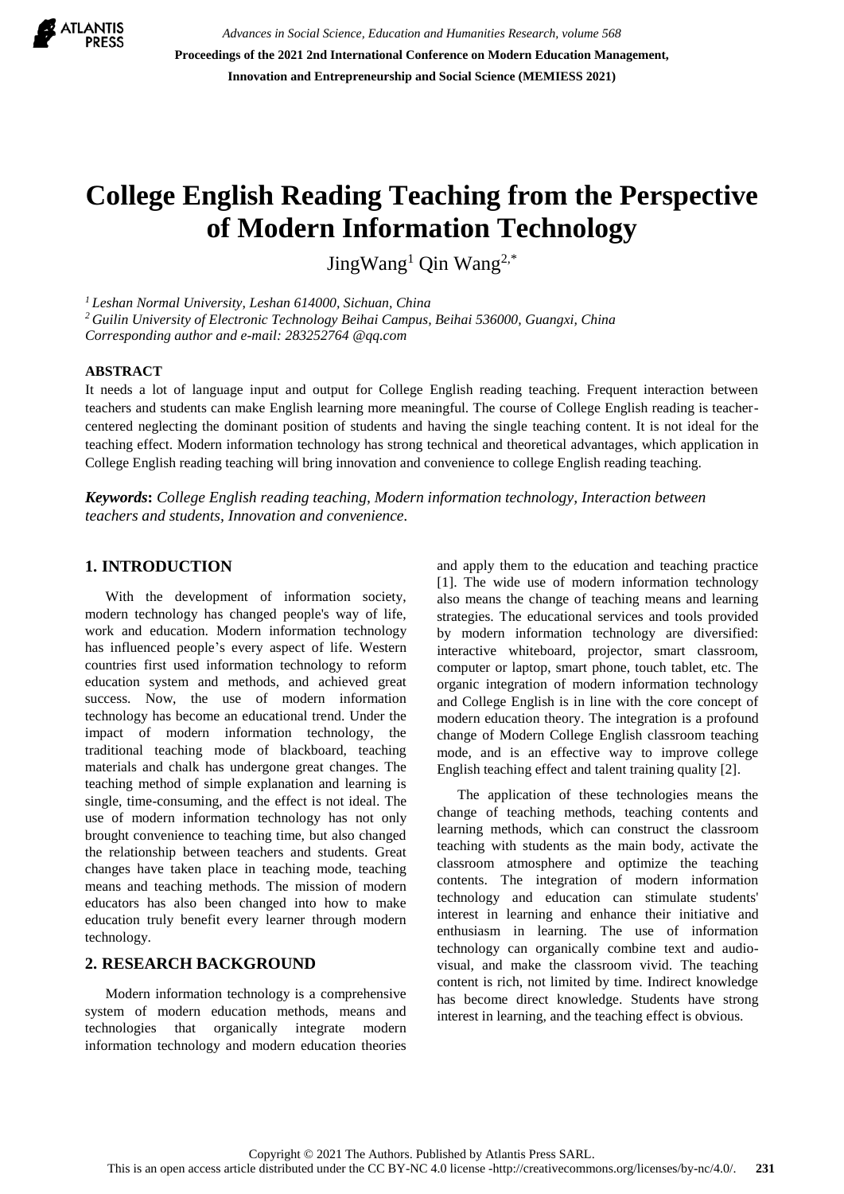# College English Reading Teaching from the Perspective of Modern Information Technology

JingWang[1] Qin Wang[2,*]

[1] *Leshan Normal University, Leshan 614000, Sichuan, China*
[2] *Guilin University of Electronic Technology Beihai Campus, Beihai 536000, Guangxi, China*
*Corresponding author and e-mail: 283252764 @qq.com*

### ABSTRACT

It needs a lot of language input and output for College English reading teaching. Frequent interaction between teachers and students can make English learning more meaningful. The course of College English reading is teacher-centered neglecting the dominant position of students and having the single teaching content. It is not ideal for the teaching effect. Modern information technology has strong technical and theoretical advantages, which application in College English reading teaching will bring innovation and convenience to college English reading teaching.

***Keywords:*** *College English reading teaching, Modern information technology, Interaction between teachers and students, Innovation and convenience.*

## 1. INTRODUCTION

With the development of information society, modern technology has changed people's way of life, work and education. Modern information technology has influenced people's every aspect of life. Western countries first used information technology to reform education system and methods, and achieved great success. Now, the use of modern information technology has become an educational trend. Under the impact of modern information technology, the traditional teaching mode of blackboard, teaching materials and chalk has undergone great changes. The teaching method of simple explanation and learning is single, time-consuming, and the effect is not ideal. The use of modern information technology has not only brought convenience to teaching time, but also changed the relationship between teachers and students. Great changes have taken place in teaching mode, teaching means and teaching methods. The mission of modern educators has also been changed into how to make education truly benefit every learner through modern technology.

## 2. RESEARCH BACKGROUND

Modern information technology is a comprehensive system of modern education methods, means and technologies that organically integrate modern information technology and modern education theories and apply them to the education and teaching practice [1]. The wide use of modern information technology also means the change of teaching means and learning strategies. The educational services and tools provided by modern information technology are diversified: interactive whiteboard, projector, smart classroom, computer or laptop, smart phone, touch tablet, etc. The organic integration of modern information technology and College English is in line with the core concept of modern education theory. The integration is a profound change of Modern College English classroom teaching mode, and is an effective way to improve college English teaching effect and talent training quality [2].

The application of these technologies means the change of teaching methods, teaching contents and learning methods, which can construct the classroom teaching with students as the main body, activate the classroom atmosphere and optimize the teaching contents. The integration of modern information technology and education can stimulate students' interest in learning and enhance their initiative and enthusiasm in learning. The use of information technology can organically combine text and audio-visual, and make the classroom vivid. The teaching content is rich, not limited by time. Indirect knowledge has become direct knowledge. Students have strong interest in learning, and the teaching effect is obvious.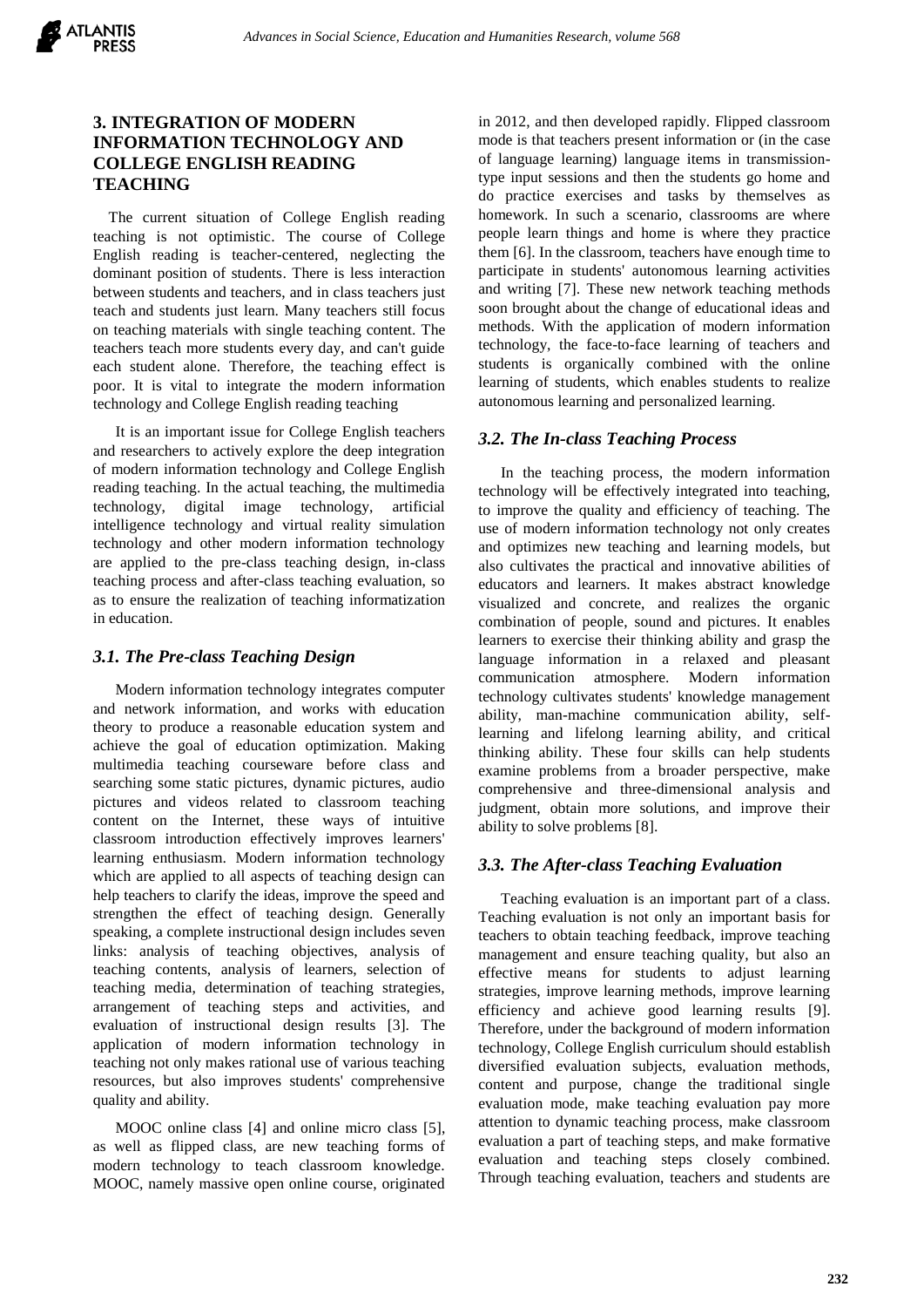## 3. INTEGRATION OF MODERN INFORMATION TECHNOLOGY AND COLLEGE ENGLISH READING TEACHING

The current situation of College English reading teaching is not optimistic. The course of College English reading is teacher-centered, neglecting the dominant position of students. There is less interaction between students and teachers, and in class teachers just teach and students just learn. Many teachers still focus on teaching materials with single teaching content. The teachers teach more students every day, and can't guide each student alone. Therefore, the teaching effect is poor. It is vital to integrate the modern information technology and College English reading teaching

It is an important issue for College English teachers and researchers to actively explore the deep integration of modern information technology and College English reading teaching. In the actual teaching, the multimedia technology, digital image technology, artificial intelligence technology and virtual reality simulation technology and other modern information technology are applied to the pre-class teaching design, in-class teaching process and after-class teaching evaluation, so as to ensure the realization of teaching informatization in education.

### *3.1. The Pre-class Teaching Design*

Modern information technology integrates computer and network information, and works with education theory to produce a reasonable education system and achieve the goal of education optimization. Making multimedia teaching courseware before class and searching some static pictures, dynamic pictures, audio pictures and videos related to classroom teaching content on the Internet, these ways of intuitive classroom introduction effectively improves learners' learning enthusiasm. Modern information technology which are applied to all aspects of teaching design can help teachers to clarify the ideas, improve the speed and strengthen the effect of teaching design. Generally speaking, a complete instructional design includes seven links: analysis of teaching objectives, analysis of teaching contents, analysis of learners, selection of teaching media, determination of teaching strategies, arrangement of teaching steps and activities, and evaluation of instructional design results [3]. The application of modern information technology in teaching not only makes rational use of various teaching resources, but also improves students' comprehensive quality and ability.

MOOC online class [4] and online micro class [5], as well as flipped class, are new teaching forms of modern technology to teach classroom knowledge. MOOC, namely massive open online course, originated in 2012, and then developed rapidly. Flipped classroom mode is that teachers present information or (in the case of language learning) language items in transmission-type input sessions and then the students go home and do practice exercises and tasks by themselves as homework. In such a scenario, classrooms are where people learn things and home is where they practice them [6]. In the classroom, teachers have enough time to participate in students' autonomous learning activities and writing [7]. These new network teaching methods soon brought about the change of educational ideas and methods. With the application of modern information technology, the face-to-face learning of teachers and students is organically combined with the online learning of students, which enables students to realize autonomous learning and personalized learning.

### *3.2. The In-class Teaching Process*

In the teaching process, the modern information technology will be effectively integrated into teaching, to improve the quality and efficiency of teaching. The use of modern information technology not only creates and optimizes new teaching and learning models, but also cultivates the practical and innovative abilities of educators and learners. It makes abstract knowledge visualized and concrete, and realizes the organic combination of people, sound and pictures. It enables learners to exercise their thinking ability and grasp the language information in a relaxed and pleasant communication atmosphere. Modern information technology cultivates students' knowledge management ability, man-machine communication ability, self-learning and lifelong learning ability, and critical thinking ability. These four skills can help students examine problems from a broader perspective, make comprehensive and three-dimensional analysis and judgment, obtain more solutions, and improve their ability to solve problems [8].

### *3.3. The After-class Teaching Evaluation*

Teaching evaluation is an important part of a class. Teaching evaluation is not only an important basis for teachers to obtain teaching feedback, improve teaching management and ensure teaching quality, but also an effective means for students to adjust learning strategies, improve learning methods, improve learning efficiency and achieve good learning results [9]. Therefore, under the background of modern information technology, College English curriculum should establish diversified evaluation subjects, evaluation methods, content and purpose, change the traditional single evaluation mode, make teaching evaluation pay more attention to dynamic teaching process, make classroom evaluation a part of teaching steps, and make formative evaluation and teaching steps closely combined. Through teaching evaluation, teachers and students are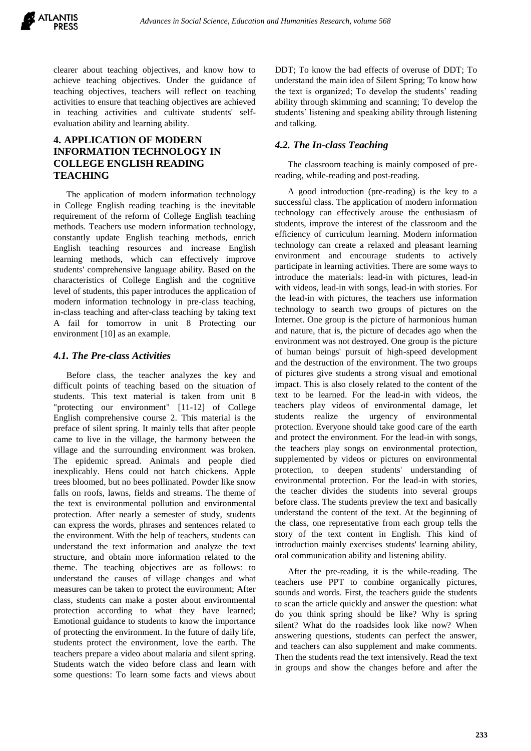clearer about teaching objectives, and know how to achieve teaching objectives. Under the guidance of teaching objectives, teachers will reflect on teaching activities to ensure that teaching objectives are achieved in teaching activities and cultivate students' self-evaluation ability and learning ability.

## 4. APPLICATION OF MODERN INFORMATION TECHNOLOGY IN COLLEGE ENGLISH READING TEACHING

The application of modern information technology in College English reading teaching is the inevitable requirement of the reform of College English teaching methods. Teachers use modern information technology, constantly update English teaching methods, enrich English teaching resources and increase English learning methods, which can effectively improve students' comprehensive language ability. Based on the characteristics of College English and the cognitive level of students, this paper introduces the application of modern information technology in pre-class teaching, in-class teaching and after-class teaching by taking text A fail for tomorrow in unit 8 Protecting our environment [10] as an example.

### *4.1. The Pre-class Activities*

Before class, the teacher analyzes the key and difficult points of teaching based on the situation of students. This text material is taken from unit 8 "protecting our environment" [11-12] of College English comprehensive course 2. This material is the preface of silent spring. It mainly tells that after people came to live in the village, the harmony between the village and the surrounding environment was broken. The epidemic spread. Animals and people died inexplicably. Hens could not hatch chickens. Apple trees bloomed, but no bees pollinated. Powder like snow falls on roofs, lawns, fields and streams. The theme of the text is environmental pollution and environmental protection. After nearly a semester of study, students can express the words, phrases and sentences related to the environment. With the help of teachers, students can understand the text information and analyze the text structure, and obtain more information related to the theme. The teaching objectives are as follows: to understand the causes of village changes and what measures can be taken to protect the environment; After class, students can make a poster about environmental protection according to what they have learned; Emotional guidance to students to know the importance of protecting the environment. In the future of daily life, students protect the environment, love the earth. The teachers prepare a video about malaria and silent spring. Students watch the video before class and learn with some questions: To learn some facts and views about DDT; To know the bad effects of overuse of DDT; To understand the main idea of Silent Spring; To know how the text is organized; To develop the students' reading ability through skimming and scanning; To develop the students' listening and speaking ability through listening and talking.

### *4.2. The In-class Teaching*

The classroom teaching is mainly composed of pre-reading, while-reading and post-reading.

A good introduction (pre-reading) is the key to a successful class. The application of modern information technology can effectively arouse the enthusiasm of students, improve the interest of the classroom and the efficiency of curriculum learning. Modern information technology can create a relaxed and pleasant learning environment and encourage students to actively participate in learning activities. There are some ways to introduce the materials: lead-in with pictures, lead-in with videos, lead-in with songs, lead-in with stories. For the lead-in with pictures, the teachers use information technology to search two groups of pictures on the Internet. One group is the picture of harmonious human and nature, that is, the picture of decades ago when the environment was not destroyed. One group is the picture of human beings' pursuit of high-speed development and the destruction of the environment. The two groups of pictures give students a strong visual and emotional impact. This is also closely related to the content of the text to be learned. For the lead-in with videos, the teachers play videos of environmental damage, let students realize the urgency of environmental protection. Everyone should take good care of the earth and protect the environment. For the lead-in with songs, the teachers play songs on environmental protection, supplemented by videos or pictures on environmental protection, to deepen students' understanding of environmental protection. For the lead-in with stories, the teacher divides the students into several groups before class. The students preview the text and basically understand the content of the text. At the beginning of the class, one representative from each group tells the story of the text content in English. This kind of introduction mainly exercises students' learning ability, oral communication ability and listening ability.

After the pre-reading, it is the while-reading. The teachers use PPT to combine organically pictures, sounds and words. First, the teachers guide the students to scan the article quickly and answer the question: what do you think spring should be like? Why is spring silent? What do the roadsides look like now? When answering questions, students can perfect the answer, and teachers can also supplement and make comments. Then the students read the text intensively. Read the text in groups and show the changes before and after the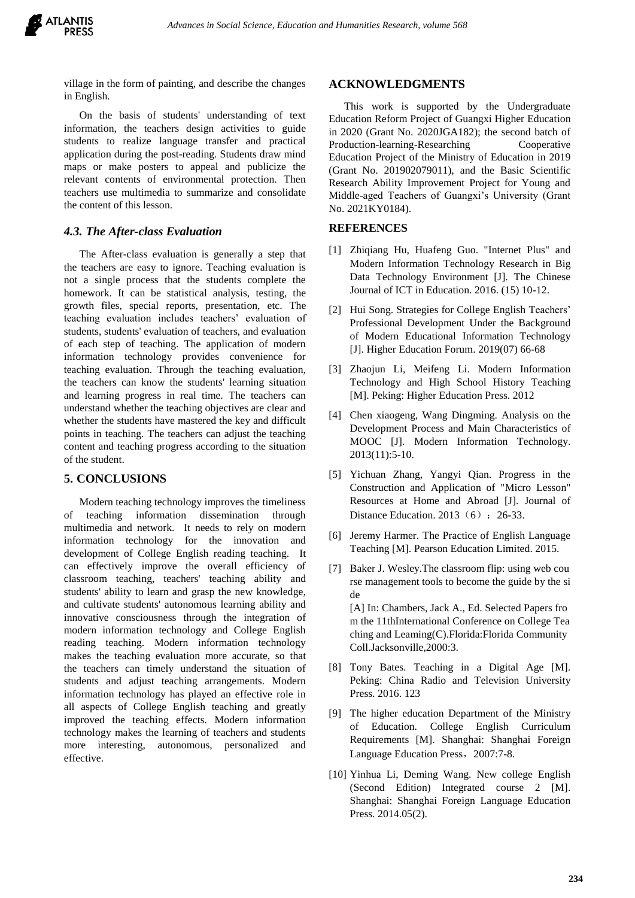village in the form of painting, and describe the changes in English.

On the basis of students' understanding of text information, the teachers design activities to guide students to realize language transfer and practical application during the post-reading. Students draw mind maps or make posters to appeal and publicize the relevant contents of environmental protection. Then teachers use multimedia to summarize and consolidate the content of this lesson.

### *4.3. The After-class Evaluation*

The After-class evaluation is generally a step that the teachers are easy to ignore. Teaching evaluation is not a single process that the students complete the homework. It can be statistical analysis, testing, the growth files, special reports, presentation, etc. The teaching evaluation includes teachers' evaluation of students, students' evaluation of teachers, and evaluation of each step of teaching. The application of modern information technology provides convenience for teaching evaluation. Through the teaching evaluation, the teachers can know the students' learning situation and learning progress in real time. The teachers can understand whether the teaching objectives are clear and whether the students have mastered the key and difficult points in teaching. The teachers can adjust the teaching content and teaching progress according to the situation of the student.

## 5. CONCLUSIONS

Modern teaching technology improves the timeliness of teaching information dissemination through multimedia and network. It needs to rely on modern information technology for the innovation and development of College English reading teaching. It can effectively improve the overall efficiency of classroom teaching, teachers' teaching ability and students' ability to learn and grasp the new knowledge, and cultivate students' autonomous learning ability and innovative consciousness through the integration of modern information technology and College English reading teaching. Modern information technology makes the teaching evaluation more accurate, so that the teachers can timely understand the situation of students and adjust teaching arrangements. Modern information technology has played an effective role in all aspects of College English teaching and greatly improved the teaching effects. Modern information technology makes the learning of teachers and students more interesting, autonomous, personalized and effective.

## ACKNOWLEDGMENTS

This work is supported by the Undergraduate Education Reform Project of Guangxi Higher Education in 2020 (Grant No. 2020JGA182); the second batch of Production-learning-Researching Cooperative Education Project of the Ministry of Education in 2019 (Grant No. 201902079011), and the Basic Scientific Research Ability Improvement Project for Young and Middle-aged Teachers of Guangxi's University (Grant No. 2021KY0184).

## REFERENCES

[1] Zhiqiang Hu, Huafeng Guo. "Internet Plus" and Modern Information Technology Research in Big Data Technology Environment [J]. The Chinese Journal of ICT in Education. 2016. (15) 10-12.

[2] Hui Song. Strategies for College English Teachers' Professional Development Under the Background of Modern Educational Information Technology [J]. Higher Education Forum. 2019(07) 66-68

[3] Zhaojun Li, Meifeng Li. Modern Information Technology and High School History Teaching [M]. Peking: Higher Education Press. 2012

[4] Chen xiaogeng, Wang Dingming. Analysis on the Development Process and Main Characteristics of MOOC [J]. Modern Information Technology. 2013(11):5-10.

[5] Yichuan Zhang, Yangyi Qian. Progress in the Construction and Application of "Micro Lesson" Resources at Home and Abroad [J]. Journal of Distance Education. 2013（6）：26-33.

[6] Jeremy Harmer. The Practice of English Language Teaching [M]. Pearson Education Limited. 2015.

[7] Baker J. Wesley.The classroom flip: using web course management tools to become the guide by the side [A] In: Chambers, Jack A., Ed. Selected Papers from the 11thInternational Conference on College Teaching and Leaming(C).Florida:Florida Community Coll.Jacksonville,2000:3.

[8] Tony Bates. Teaching in a Digital Age [M]. Peking: China Radio and Television University Press. 2016. 123

[9] The higher education Department of the Ministry of Education. College English Curriculum Requirements [M]. Shanghai: Shanghai Foreign Language Education Press，2007:7-8.

[10] Yinhua Li, Deming Wang. New college English (Second Edition) Integrated course 2 [M]. Shanghai: Shanghai Foreign Language Education Press. 2014.05(2).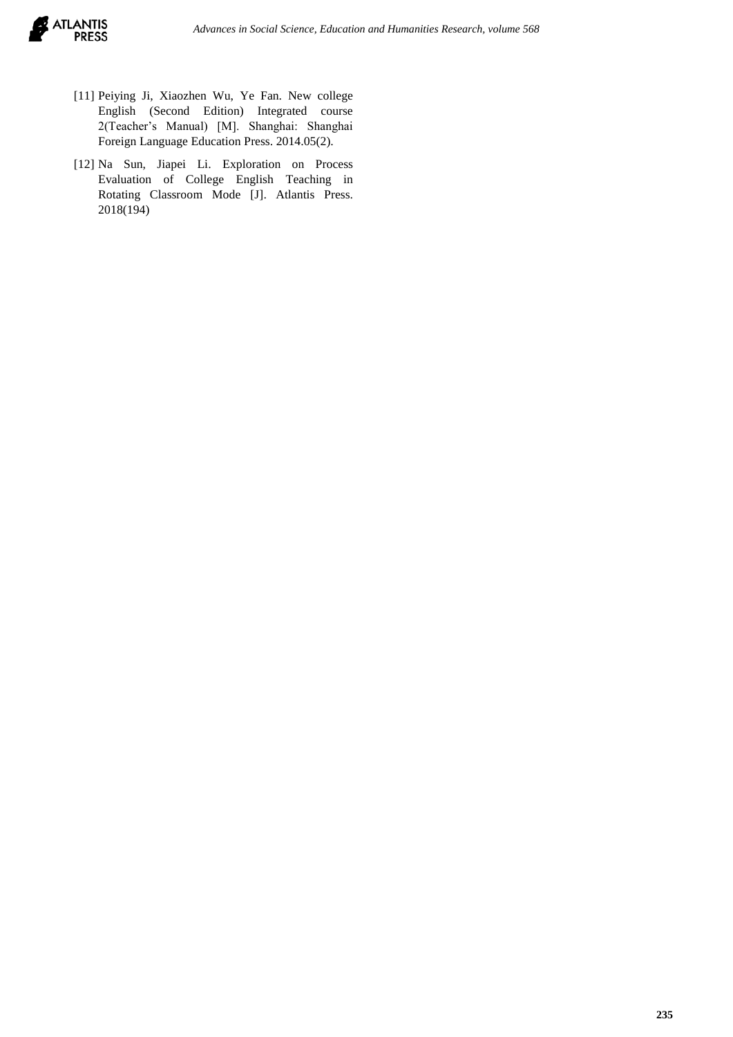[11] Peiying Ji, Xiaozhen Wu, Ye Fan. New college English (Second Edition) Integrated course 2(Teacher's Manual) [M]. Shanghai: Shanghai Foreign Language Education Press. 2014.05(2).

[12] Na Sun, Jiapei Li. Exploration on Process Evaluation of College English Teaching in Rotating Classroom Mode [J]. Atlantis Press. 2018(194)